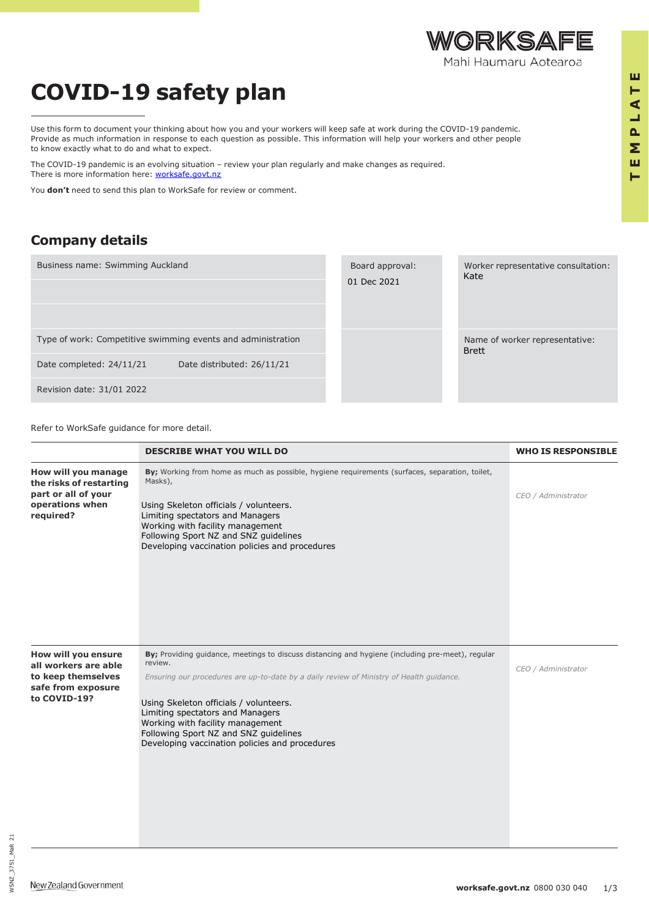WORKSAFE
Mahi Haumaru Aotearoa

TEMPLATE

# COVID-19 safety plan

Use this form to document your thinking about how you and your workers will keep safe at work during the COVID-19 pandemic. Provide as much information in response to each question as possible. This information will help your workers and other people to know exactly what to do and what to expect.

The COVID-19 pandemic is an evolving situation – review your plan regularly and make changes as required. There is more information here: worksafe.govt.nz

You **don't** need to send this plan to WorkSafe for review or comment.

## Company details

| | | |
|---|---|---|
| Business name: Swimming Auckland | Board approval: 01 Dec 2021 | Worker representative consultation: Kate |
| Type of work: Competitive swimming events and administration | | Name of worker representative: Brett |
| Date completed: 24/11/21 &nbsp;&nbsp;&nbsp; Date distributed: 26/11/21 | | |
| Revision date: 31/01 2022 | | |

Refer to WorkSafe guidance for more detail.

| | DESCRIBE WHAT YOU WILL DO | WHO IS RESPONSIBLE |
|---|---|---|
| **How will you manage the risks of restarting part or all of your operations when required?** | **By;** Working from home as much as possible, hygiene requirements (surfaces, separation, toilet, Masks),<br><br>Using Skeleton officials / volunteers.<br>Limiting spectators and Managers<br>Working with facility management<br>Following Sport NZ and SNZ guidelines<br>Developing vaccination policies and procedures | *CEO / Administrator* |
| **How will you ensure all workers are able to keep themselves safe from exposure to COVID-19?** | **By;** Providing guidance, meetings to discuss distancing and hygiene (including pre-meet), regular review.<br><br>*Ensuring our procedures are up-to-date by a daily review of Ministry of Health guidance.*<br><br>Using Skeleton officials / volunteers.<br>Limiting spectators and Managers<br>Working with facility management<br>Following Sport NZ and SNZ guidelines<br>Developing vaccination policies and procedures | *CEO / Administrator* |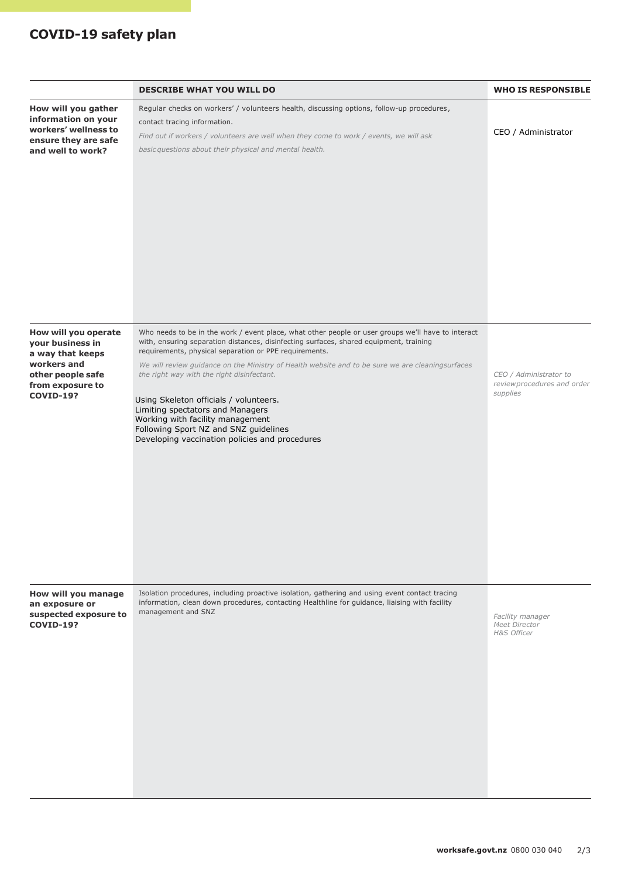## COVID-19 safety plan

| | DESCRIBE WHAT YOU WILL DO | WHO IS RESPONSIBLE |
|---|---|---|
| **How will you gather information on your workers' wellness to ensure they are safe and well to work?** | Regular checks on workers' / volunteers health, discussing options, follow-up procedures, contact tracing information.<br>*Find out if workers / volunteers are well when they come to work / events, we will ask basic questions about their physical and mental health.* | CEO / Administrator |
| **How will you operate your business in a way that keeps workers and other people safe from exposure to COVID-19?** | Who needs to be in the work / event place, what other people or user groups we'll have to interact with, ensuring separation distances, disinfecting surfaces, shared equipment, training requirements, physical separation or PPE requirements.<br>*We will review guidance on the Ministry of Health website and to be sure we are cleaning surfaces the right way with the right disinfectant.*<br>Using Skeleton officials / volunteers.<br>Limiting spectators and Managers<br>Working with facility management<br>Following Sport NZ and SNZ guidelines<br>Developing vaccination policies and procedures | *CEO / Administrator to review procedures and order supplies* |
| **How will you manage an exposure or suspected exposure to COVID-19?** | Isolation procedures, including proactive isolation, gathering and using event contact tracing information, clean down procedures, contacting Healthline for guidance, liaising with facility management and SNZ | *Facility manager*<br>*Meet Director*<br>*H&S Officer* |

**worksafe.govt.nz** 0800 030 040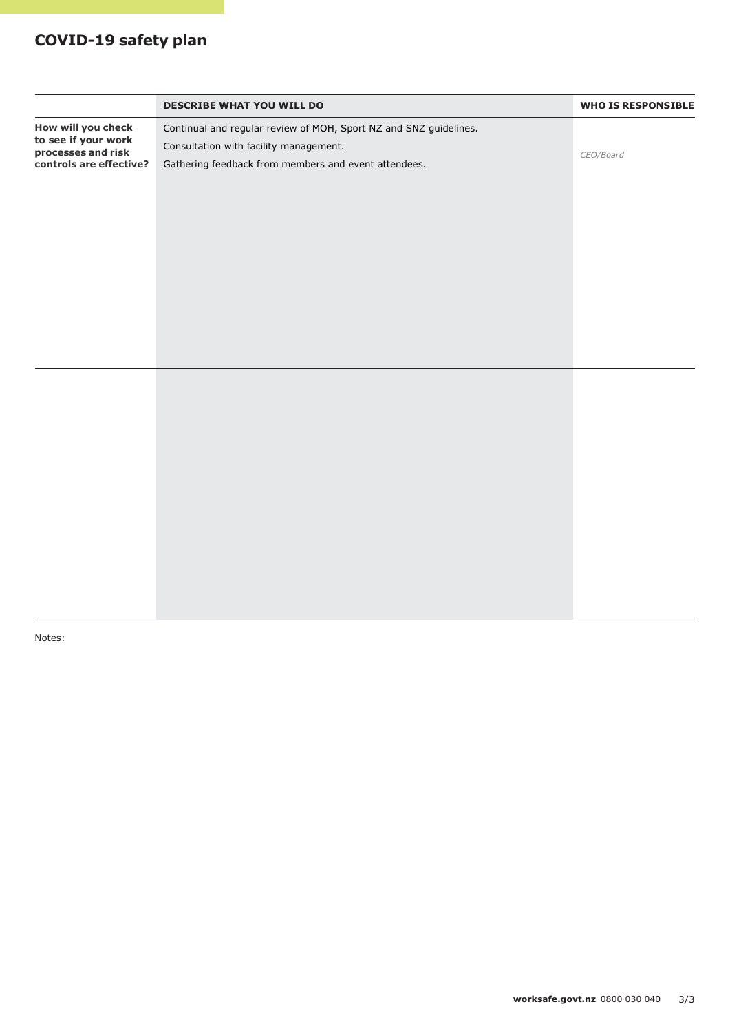# COVID-19 safety plan

| | DESCRIBE WHAT YOU WILL DO | WHO IS RESPONSIBLE |
|---|---|---|
| **How will you check to see if your work processes and risk controls are effective?** | Continual and regular review of MOH, Sport NZ and SNZ guidelines.<br>Consultation with facility management.<br>Gathering feedback from members and event attendees. | *CEO/Board* |
| | | |

Notes: